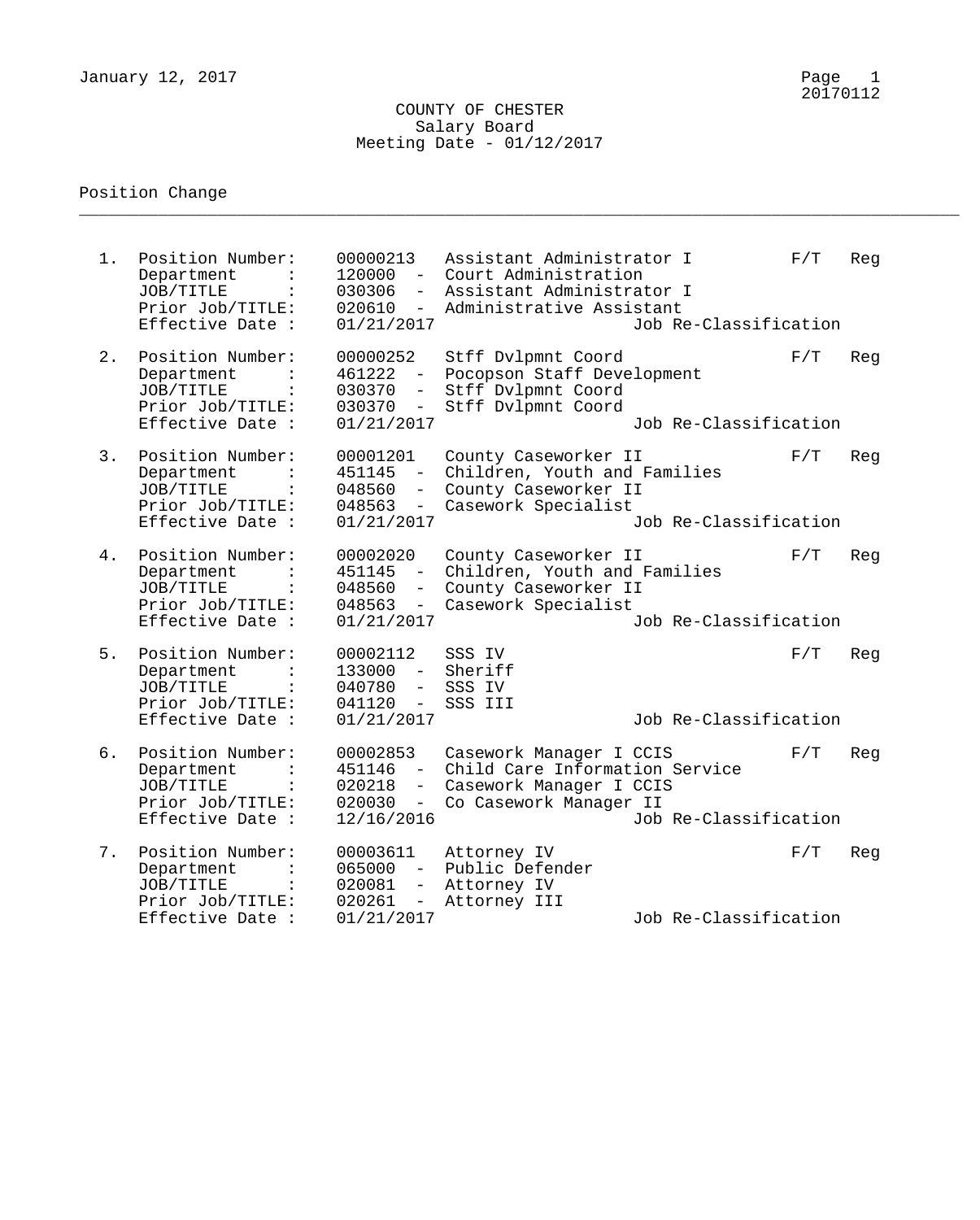# COUNTY OF CHESTER
## Salary Board
### Meeting Date - 01/12/2017

January 12, 2017

20170112

Position Change

---

1. Position Number: 00000213 Assistant Administrator I F/T Reg
   - Department : 120000 - Court Administration
   - JOB/TITLE : 030306 - Assistant Administrator I
   - Prior Job/TITLE: 020610 - Administrative Assistant
   - Effective Date : 01/21/2017 Job Re-Classification

2. Position Number: 00000252 Stff Dvlpmnt Coord F/T Reg
   - Department : 461222 - Pocopson Staff Development
   - JOB/TITLE : 030370 - Stff Dvlpmnt Coord
   - Prior Job/TITLE: 030370 - Stff Dvlpmnt Coord
   - Effective Date : 01/21/2017 Job Re-Classification

3. Position Number: 00001201 County Caseworker II F/T Reg
   - Department : 451145 - Children, Youth and Families
   - JOB/TITLE : 048560 - County Caseworker II
   - Prior Job/TITLE: 048563 - Casework Specialist
   - Effective Date : 01/21/2017 Job Re-Classification

4. Position Number: 00002020 County Caseworker II F/T Reg
   - Department : 451145 - Children, Youth and Families
   - JOB/TITLE : 048560 - County Caseworker II
   - Prior Job/TITLE: 048563 - Casework Specialist
   - Effective Date : 01/21/2017 Job Re-Classification

5. Position Number: 00002112 SSS IV F/T Reg
   - Department : 133000 - Sheriff
   - JOB/TITLE : 040780 - SSS IV
   - Prior Job/TITLE: 041120 - SSS III
   - Effective Date : 01/21/2017 Job Re-Classification

6. Position Number: 00002853 Casework Manager I CCIS F/T Reg
   - Department : 451146 - Child Care Information Service
   - JOB/TITLE : 020218 - Casework Manager I CCIS
   - Prior Job/TITLE: 020030 - Co Casework Manager II
   - Effective Date : 12/16/2016 Job Re-Classification

7. Position Number: 00003611 Attorney IV F/T Reg
   - Department : 065000 - Public Defender
   - JOB/TITLE : 020081 - Attorney IV
   - Prior Job/TITLE: 020261 - Attorney III
   - Effective Date : 01/21/2017 Job Re-Classification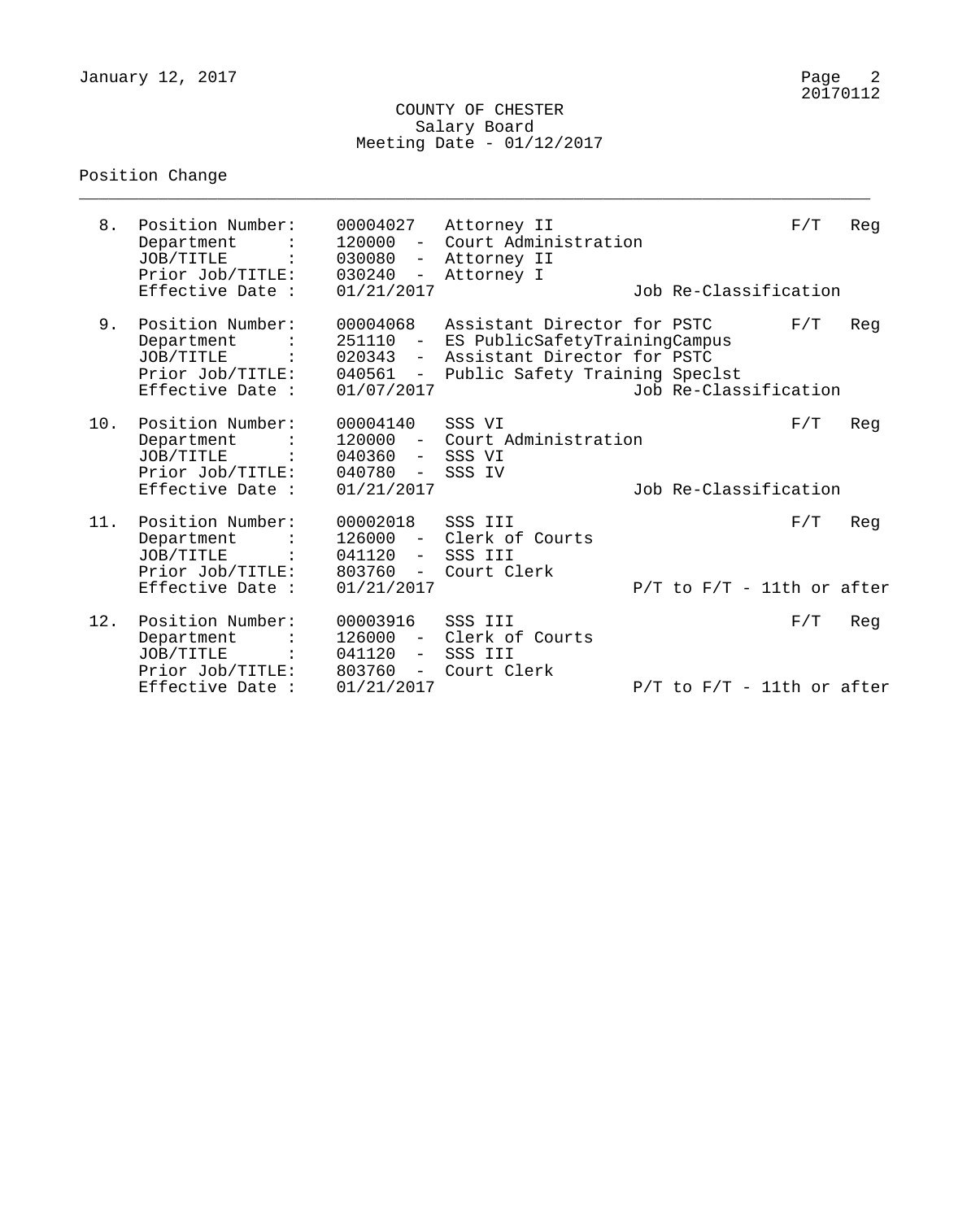COUNTY OF CHESTER
Salary Board
Meeting Date - 01/12/2017

Position Change

8. Position Number: 00004027 Attorney II — F/T Reg
   Department : 120000 - Court Administration
   JOB/TITLE : 030080 - Attorney II
   Prior Job/TITLE: 030240 - Attorney I
   Effective Date : 01/21/2017 — Job Re-Classification

9. Position Number: 00004068 Assistant Director for PSTC — F/T Reg
   Department : 251110 - ES PublicSafetyTrainingCampus
   JOB/TITLE : 020343 - Assistant Director for PSTC
   Prior Job/TITLE: 040561 - Public Safety Training Speclst
   Effective Date : 01/07/2017 — Job Re-Classification

10. Position Number: 00004140 SSS VI — F/T Reg
    Department : 120000 - Court Administration
    JOB/TITLE : 040360 - SSS VI
    Prior Job/TITLE: 040780 - SSS IV
    Effective Date : 01/21/2017 — Job Re-Classification

11. Position Number: 00002018 SSS III — F/T Reg
    Department : 126000 - Clerk of Courts
    JOB/TITLE : 041120 - SSS III
    Prior Job/TITLE: 803760 - Court Clerk
    Effective Date : 01/21/2017 — P/T to F/T - 11th or after

12. Position Number: 00003916 SSS III — F/T Reg
    Department : 126000 - Clerk of Courts
    JOB/TITLE : 041120 - SSS III
    Prior Job/TITLE: 803760 - Court Clerk
    Effective Date : 01/21/2017 — P/T to F/T - 11th or after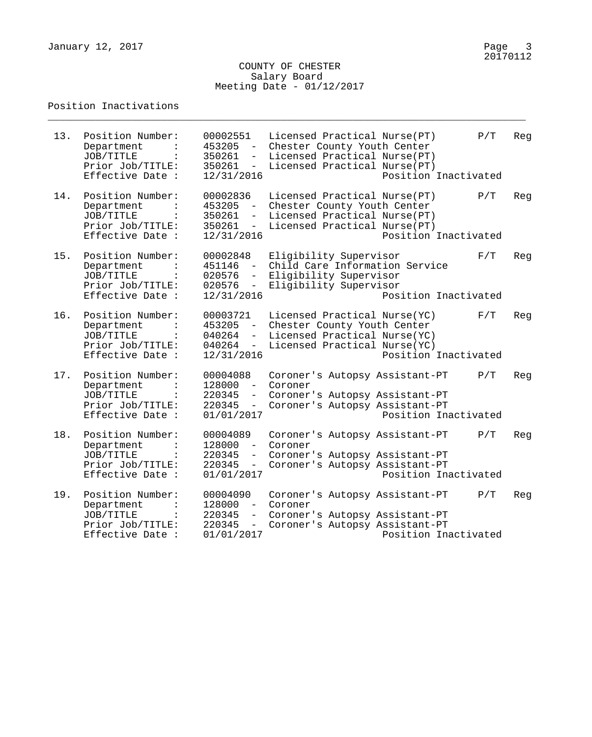COUNTY OF CHESTER
Salary Board
Meeting Date - 01/12/2017

Position Inactivations

13. Position Number: 00002551 Licensed Practical Nurse(PT) P/T Reg
    Department : 453205 - Chester County Youth Center
    JOB/TITLE : 350261 - Licensed Practical Nurse(PT)
    Prior Job/TITLE: 350261 - Licensed Practical Nurse(PT)
    Effective Date : 12/31/2016 Position Inactivated

14. Position Number: 00002836 Licensed Practical Nurse(PT) P/T Reg
    Department : 453205 - Chester County Youth Center
    JOB/TITLE : 350261 - Licensed Practical Nurse(PT)
    Prior Job/TITLE: 350261 - Licensed Practical Nurse(PT)
    Effective Date : 12/31/2016 Position Inactivated

15. Position Number: 00002848 Eligibility Supervisor F/T Reg
    Department : 451146 - Child Care Information Service
    JOB/TITLE : 020576 - Eligibility Supervisor
    Prior Job/TITLE: 020576 - Eligibility Supervisor
    Effective Date : 12/31/2016 Position Inactivated

16. Position Number: 00003721 Licensed Practical Nurse(YC) F/T Reg
    Department : 453205 - Chester County Youth Center
    JOB/TITLE : 040264 - Licensed Practical Nurse(YC)
    Prior Job/TITLE: 040264 - Licensed Practical Nurse(YC)
    Effective Date : 12/31/2016 Position Inactivated

17. Position Number: 00004088 Coroner's Autopsy Assistant-PT P/T Reg
    Department : 128000 - Coroner
    JOB/TITLE : 220345 - Coroner's Autopsy Assistant-PT
    Prior Job/TITLE: 220345 - Coroner's Autopsy Assistant-PT
    Effective Date : 01/01/2017 Position Inactivated

18. Position Number: 00004089 Coroner's Autopsy Assistant-PT P/T Reg
    Department : 128000 - Coroner
    JOB/TITLE : 220345 - Coroner's Autopsy Assistant-PT
    Prior Job/TITLE: 220345 - Coroner's Autopsy Assistant-PT
    Effective Date : 01/01/2017 Position Inactivated

19. Position Number: 00004090 Coroner's Autopsy Assistant-PT P/T Reg
    Department : 128000 - Coroner
    JOB/TITLE : 220345 - Coroner's Autopsy Assistant-PT
    Prior Job/TITLE: 220345 - Coroner's Autopsy Assistant-PT
    Effective Date : 01/01/2017 Position Inactivated